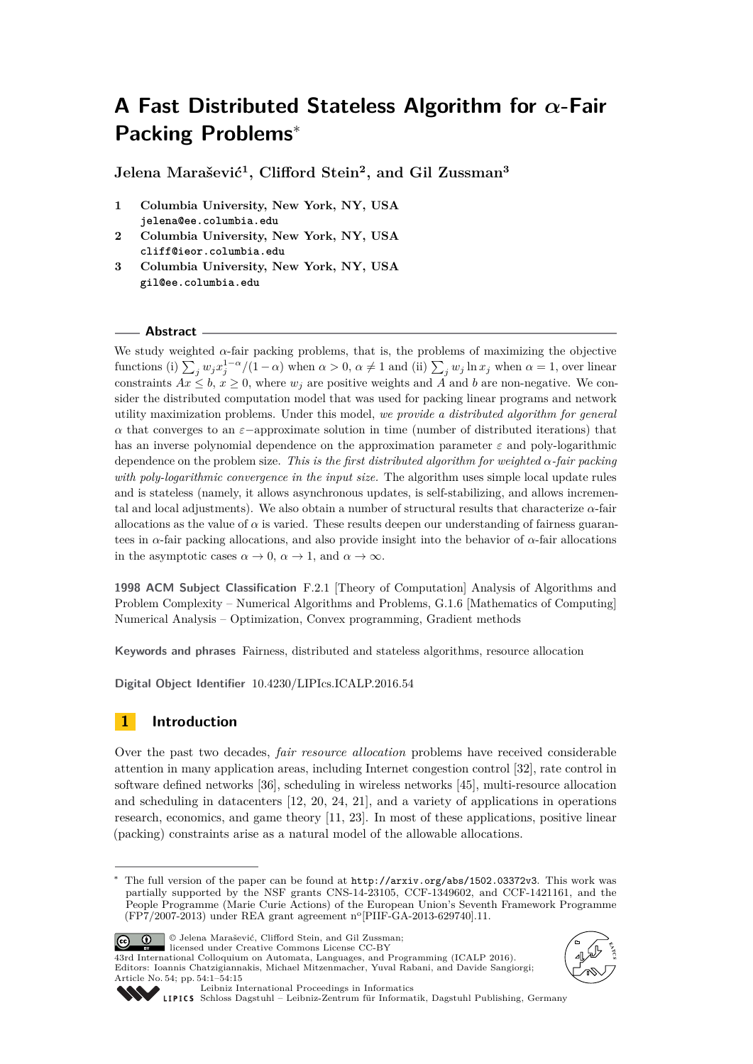# A Fast Distributed Stateless Algorithm for $\alpha$-Fair Packing Problems*

**Jelena Marašević[1], Clifford Stein[2], and Gil Zussman[3]**

1 **Columbia University, New York, NY, USA**
jelena@ee.columbia.edu

2 **Columbia University, New York, NY, USA**
cliff@ieor.columbia.edu

3 **Columbia University, New York, NY, USA**
gil@ee.columbia.edu

## Abstract

We study weighted $\alpha$-fair packing problems, that is, the problems of maximizing the objective functions (i) $\sum_j w_j x_j^{1-\alpha}/(1-\alpha)$ when $\alpha > 0$, $\alpha \neq 1$ and (ii) $\sum_j w_j \ln x_j$ when $\alpha = 1$, over linear constraints $Ax \leq b$, $x \geq 0$, where $w_j$ are positive weights and $A$ and $b$ are non-negative. We consider the distributed computation model that was used for packing linear programs and network utility maximization problems. Under this model, *we provide a distributed algorithm for general* $\alpha$ that converges to an $\varepsilon-$approximate solution in time (number of distributed iterations) that has an inverse polynomial dependence on the approximation parameter $\varepsilon$ and poly-logarithmic dependence on the problem size. *This is the first distributed algorithm for weighted $\alpha$-fair packing with poly-logarithmic convergence in the input size.* The algorithm uses simple local update rules and is stateless (namely, it allows asynchronous updates, is self-stabilizing, and allows incremental and local adjustments). We also obtain a number of structural results that characterize $\alpha$-fair allocations as the value of $\alpha$ is varied. These results deepen our understanding of fairness guarantees in $\alpha$-fair packing allocations, and also provide insight into the behavior of $\alpha$-fair allocations in the asymptotic cases $\alpha \to 0$, $\alpha \to 1$, and $\alpha \to \infty$.

**1998 ACM Subject Classification** F.2.1 [Theory of Computation] Analysis of Algorithms and Problem Complexity – Numerical Algorithms and Problems, G.1.6 [Mathematics of Computing] Numerical Analysis – Optimization, Convex programming, Gradient methods

**Keywords and phrases** Fairness, distributed and stateless algorithms, resource allocation

**Digital Object Identifier** 10.4230/LIPIcs.ICALP.2016.54

## 1 Introduction

Over the past two decades, *fair resource allocation* problems have received considerable attention in many application areas, including Internet congestion control [32], rate control in software defined networks [36], scheduling in wireless networks [45], multi-resource allocation and scheduling in datacenters [12, 20, 24, 21], and a variety of applications in operations research, economics, and game theory [11, 23]. In most of these applications, positive linear (packing) constraints arise as a natural model of the allowable allocations.

* The full version of the paper can be found at http://arxiv.org/abs/1502.03372v3. This work was partially supported by the NSF grants CNS-14-23105, CCF-1349602, and CCF-1421161, and the People Programme (Marie Curie Actions) of the European Union's Seventh Framework Programme (FP7/2007-2013) under REA grant agreement n°[PIIF-GA-2013-629740].11.

© Jelena Marašević, Clifford Stein, and Gil Zussman;
licensed under Creative Commons License CC-BY
43rd International Colloquium on Automata, Languages, and Programming (ICALP 2016).
Editors: Ioannis Chatzigiannakis, Michael Mitzenmacher, Yuval Rabani, and Davide Sangiorgi;
Article No. 54; pp. 54:1–54:15
Leibniz International Proceedings in Informatics
LIPICS Schloss Dagstuhl – Leibniz-Zentrum für Informatik, Dagstuhl Publishing, Germany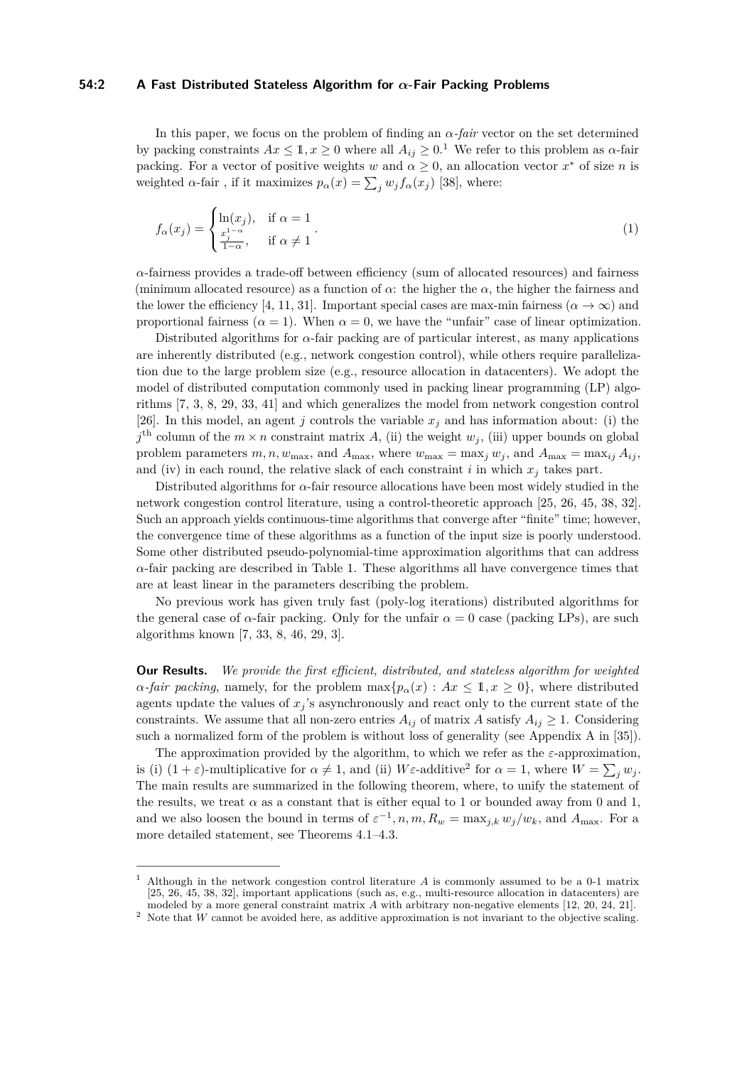In this paper, we focus on the problem of finding an $\alpha$-*fair* vector on the set determined by packing constraints $Ax \leq \mathbb{1}, x \geq 0$ where all $A_{ij} \geq 0$.[1] We refer to this problem as $\alpha$-fair packing. For a vector of positive weights $w$ and $\alpha \geq 0$, an allocation vector $x^*$ of size $n$ is weighted $\alpha$-fair , if it maximizes $p_\alpha(x) = \sum_j w_j f_\alpha(x_j)$ [38], where:

$$f_\alpha(x_j) = \begin{cases} \ln(x_j), & \text{if } \alpha = 1 \\ \frac{x_j^{1-\alpha}}{1-\alpha}, & \text{if } \alpha \neq 1 \end{cases}. \tag{1}$$

$\alpha$-fairness provides a trade-off between efficiency (sum of allocated resources) and fairness (minimum allocated resource) as a function of $\alpha$: the higher the $\alpha$, the higher the fairness and the lower the efficiency [4, 11, 31]. Important special cases are max-min fairness ($\alpha \to \infty$) and proportional fairness ($\alpha = 1$). When $\alpha = 0$, we have the "unfair" case of linear optimization.

Distributed algorithms for $\alpha$-fair packing are of particular interest, as many applications are inherently distributed (e.g., network congestion control), while others require parallelization due to the large problem size (e.g., resource allocation in datacenters). We adopt the model of distributed computation commonly used in packing linear programming (LP) algorithms [7, 3, 8, 29, 33, 41] and which generalizes the model from network congestion control [26]. In this model, an agent $j$ controls the variable $x_j$ and has information about: (i) the $j^{\text{th}}$ column of the $m \times n$ constraint matrix $A$, (ii) the weight $w_j$, (iii) upper bounds on global problem parameters $m, n, w_{\max}$, and $A_{\max}$, where $w_{\max} = \max_j w_j$, and $A_{\max} = \max_{ij} A_{ij}$, and (iv) in each round, the relative slack of each constraint $i$ in which $x_j$ takes part.

Distributed algorithms for $\alpha$-fair resource allocations have been most widely studied in the network congestion control literature, using a control-theoretic approach [25, 26, 45, 38, 32]. Such an approach yields continuous-time algorithms that converge after "finite" time; however, the convergence time of these algorithms as a function of the input size is poorly understood. Some other distributed pseudo-polynomial-time approximation algorithms that can address $\alpha$-fair packing are described in Table 1. These algorithms all have convergence times that are at least linear in the parameters describing the problem.

No previous work has given truly fast (poly-log iterations) distributed algorithms for the general case of $\alpha$-fair packing. Only for the unfair $\alpha = 0$ case (packing LPs), are such algorithms known [7, 33, 8, 46, 29, 3].

**Our Results.** *We provide the first efficient, distributed, and stateless algorithm for weighted $\alpha$-fair packing*, namely, for the problem $\max\{p_\alpha(x) : Ax \leq \mathbb{1}, x \geq 0\}$, where distributed agents update the values of $x_j$'s asynchronously and react only to the current state of the constraints. We assume that all non-zero entries $A_{ij}$ of matrix $A$ satisfy $A_{ij} \geq 1$. Considering such a normalized form of the problem is without loss of generality (see Appendix A in [35]).

The approximation provided by the algorithm, to which we refer as the $\varepsilon$-approximation, is (i) $(1+\varepsilon)$-multiplicative for $\alpha \neq 1$, and (ii) $W\varepsilon$-additive[2] for $\alpha = 1$, where $W = \sum_j w_j$. The main results are summarized in the following theorem, where, to unify the statement of the results, we treat $\alpha$ as a constant that is either equal to 1 or bounded away from 0 and 1, and we also loosen the bound in terms of $\varepsilon^{-1}, n, m, R_w = \max_{j,k} w_j/w_k$, and $A_{\max}$. For a more detailed statement, see Theorems 4.1–4.3.

[1] Although in the network congestion control literature $A$ is commonly assumed to be a 0-1 matrix [25, 26, 45, 38, 32], important applications (such as, e.g., multi-resource allocation in datacenters) are modeled by a more general constraint matrix $A$ with arbitrary non-negative elements [12, 20, 24, 21].

[2] Note that $W$ cannot be avoided here, as additive approximation is not invariant to the objective scaling.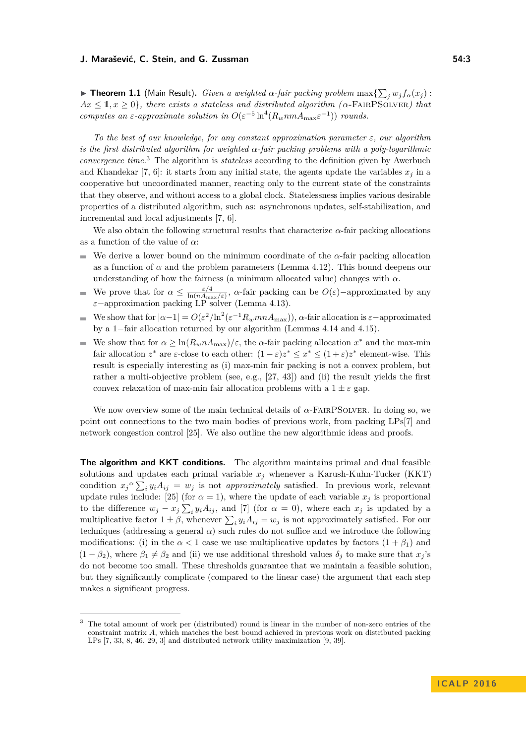▶ **Theorem 1.1** (Main Result)**.** *Given a weighted $\alpha$-fair packing problem $\max\{\sum_j w_j f_\alpha(x_j) : Ax \leq \mathbb{1}, x \geq 0\}$, there exists a stateless and distributed algorithm ($\alpha$-FairPSolver) that computes an $\varepsilon$-approximate solution in $O(\varepsilon^{-5} \ln^4(R_w nm A_{\max} \varepsilon^{-1}))$ rounds.*

*To the best of our knowledge, for any constant approximation parameter $\varepsilon$, our algorithm is the first distributed algorithm for weighted $\alpha$-fair packing problems with a poly-logarithmic convergence time.*[3] The algorithm is *stateless* according to the definition given by Awerbuch and Khandekar [7, 6]: it starts from any initial state, the agents update the variables $x_j$ in a cooperative but uncoordinated manner, reacting only to the current state of the constraints that they observe, and without access to a global clock. Statelessness implies various desirable properties of a distributed algorithm, such as: asynchronous updates, self-stabilization, and incremental and local adjustments [7, 6].

We also obtain the following structural results that characterize $\alpha$-fair packing allocations as a function of the value of $\alpha$:

- We derive a lower bound on the minimum coordinate of the $\alpha$-fair packing allocation as a function of $\alpha$ and the problem parameters (Lemma 4.12). This bound deepens our understanding of how the fairness (a minimum allocated value) changes with $\alpha$.
- We prove that for $\alpha \leq \frac{\varepsilon/4}{\ln(nA_{\max}/\varepsilon)}$, $\alpha$-fair packing can be $O(\varepsilon)-$approximated by any $\varepsilon-$approximation packing LP solver (Lemma 4.13).
- We show that for $|\alpha - 1| = O(\varepsilon^2/\ln^2(\varepsilon^{-1} R_w mn A_{\max}))$, $\alpha$-fair allocation is $\varepsilon-$approximated by a $1-$fair allocation returned by our algorithm (Lemmas 4.14 and 4.15).
- We show that for $\alpha \geq \ln(R_w n A_{\max})/\varepsilon$, the $\alpha$-fair packing allocation $x^*$ and the max-min fair allocation $z^*$ are $\varepsilon$-close to each other: $(1-\varepsilon)z^* \leq x^* \leq (1+\varepsilon)z^*$ element-wise. This result is especially interesting as (i) max-min fair packing is not a convex problem, but rather a multi-objective problem (see, e.g., [27, 43]) and (ii) the result yields the first convex relaxation of max-min fair allocation problems with a $1 \pm \varepsilon$ gap.

We now overview some of the main technical details of $\alpha$-FairPSolver. In doing so, we point out connections to the two main bodies of previous work, from packing LPs[7] and network congestion control [25]. We also outline the new algorithmic ideas and proofs.

**The algorithm and KKT conditions.** The algorithm maintains primal and dual feasible solutions and updates each primal variable $x_j$ whenever a Karush-Kuhn-Tucker (KKT) condition ${x_j}^\alpha \sum_i y_i A_{ij} = w_j$ is not *approximately* satisfied. In previous work, relevant update rules include: [25] (for $\alpha = 1$), where the update of each variable $x_j$ is proportional to the difference $w_j - x_j \sum_i y_i A_{ij}$, and [7] (for $\alpha = 0$), where each $x_j$ is updated by a multiplicative factor $1 \pm \beta$, whenever $\sum_i y_i A_{ij} = w_j$ is not approximately satisfied. For our techniques (addressing a general $\alpha$) such rules do not suffice and we introduce the following modifications: (i) in the $\alpha < 1$ case we use multiplicative updates by factors $(1 + \beta_1)$ and $(1 - \beta_2)$, where $\beta_1 \neq \beta_2$ and (ii) we use additional threshold values $\delta_j$ to make sure that $x_j$'s do not become too small. These thresholds guarantee that we maintain a feasible solution, but they significantly complicate (compared to the linear case) the argument that each step makes a significant progress.

---

[3] The total amount of work per (distributed) round is linear in the number of non-zero entries of the constraint matrix $A$, which matches the best bound achieved in previous work on distributed packing LPs [7, 33, 8, 46, 29, 3] and distributed network utility maximization [9, 39].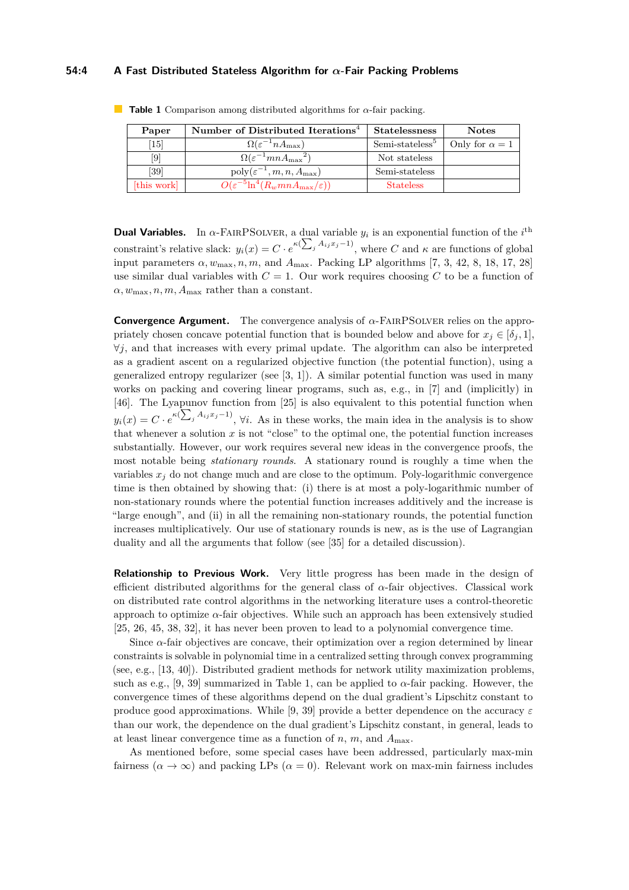**Table 1** Comparison among distributed algorithms for $\alpha$-fair packing.

| Paper | Number of Distributed Iterations[4] | Statelessness | Notes |
|---|---|---|---|
| [15] | $\Omega(\varepsilon^{-1} n A_{\max})$ | Semi-stateless[5] | Only for $\alpha = 1$ |
| [9] | $\Omega(\varepsilon^{-1} mn {A_{\max}}^2)$ | Not stateless | |
| [39] | $\text{poly}(\varepsilon^{-1}, m, n, A_{\max})$ | Semi-stateless | |
| [this work] | $O(\varepsilon^{-5} \ln^4(R_w mn A_{\max}/\varepsilon))$ | Stateless | |

**Dual Variables.** In $\alpha$-FairPSolver, a dual variable $y_i$ is an exponential function of the $i^{\text{th}}$ constraint's relative slack: $y_i(x) = C \cdot e^{\kappa(\sum_j A_{ij} x_j - 1)}$, where $C$ and $\kappa$ are functions of global input parameters $\alpha, w_{\max}, n, m$, and $A_{\max}$. Packing LP algorithms [7, 3, 42, 8, 18, 17, 28] use similar dual variables with $C = 1$. Our work requires choosing $C$ to be a function of $\alpha, w_{\max}, n, m, A_{\max}$ rather than a constant.

**Convergence Argument.** The convergence analysis of $\alpha$-FairPSolver relies on the appropriately chosen concave potential function that is bounded below and above for $x_j \in [\delta_j, 1]$, $\forall j$, and that increases with every primal update. The algorithm can also be interpreted as a gradient ascent on a regularized objective function (the potential function), using a generalized entropy regularizer (see [3, 1]). A similar potential function was used in many works on packing and covering linear programs, such as, e.g., in [7] and (implicitly) in [46]. The Lyapunov function from [25] is also equivalent to this potential function when $y_i(x) = C \cdot e^{\kappa(\sum_j A_{ij} x_j - 1)}$, $\forall i$. As in these works, the main idea in the analysis is to show that whenever a solution $x$ is not "close" to the optimal one, the potential function increases substantially. However, our work requires several new ideas in the convergence proofs, the most notable being *stationary rounds*. A stationary round is roughly a time when the variables $x_j$ do not change much and are close to the optimum. Poly-logarithmic convergence time is then obtained by showing that: (i) there is at most a poly-logarithmic number of non-stationary rounds where the potential function increases additively and the increase is "large enough", and (ii) in all the remaining non-stationary rounds, the potential function increases multiplicatively. Our use of stationary rounds is new, as is the use of Lagrangian duality and all the arguments that follow (see [35] for a detailed discussion).

**Relationship to Previous Work.** Very little progress has been made in the design of efficient distributed algorithms for the general class of $\alpha$-fair objectives. Classical work on distributed rate control algorithms in the networking literature uses a control-theoretic approach to optimize $\alpha$-fair objectives. While such an approach has been extensively studied [25, 26, 45, 38, 32], it has never been proven to lead to a polynomial convergence time.

Since $\alpha$-fair objectives are concave, their optimization over a region determined by linear constraints is solvable in polynomial time in a centralized setting through convex programming (see, e.g., [13, 40]). Distributed gradient methods for network utility maximization problems, such as e.g., [9, 39] summarized in Table 1, can be applied to $\alpha$-fair packing. However, the convergence times of these algorithms depend on the dual gradient's Lipschitz constant to produce good approximations. While [9, 39] provide a better dependence on the accuracy $\varepsilon$ than our work, the dependence on the dual gradient's Lipschitz constant, in general, leads to at least linear convergence time as a function of $n$, $m$, and $A_{\max}$.

As mentioned before, some special cases have been addressed, particularly max-min fairness ($\alpha \to \infty$) and packing LPs ($\alpha = 0$). Relevant work on max-min fairness includes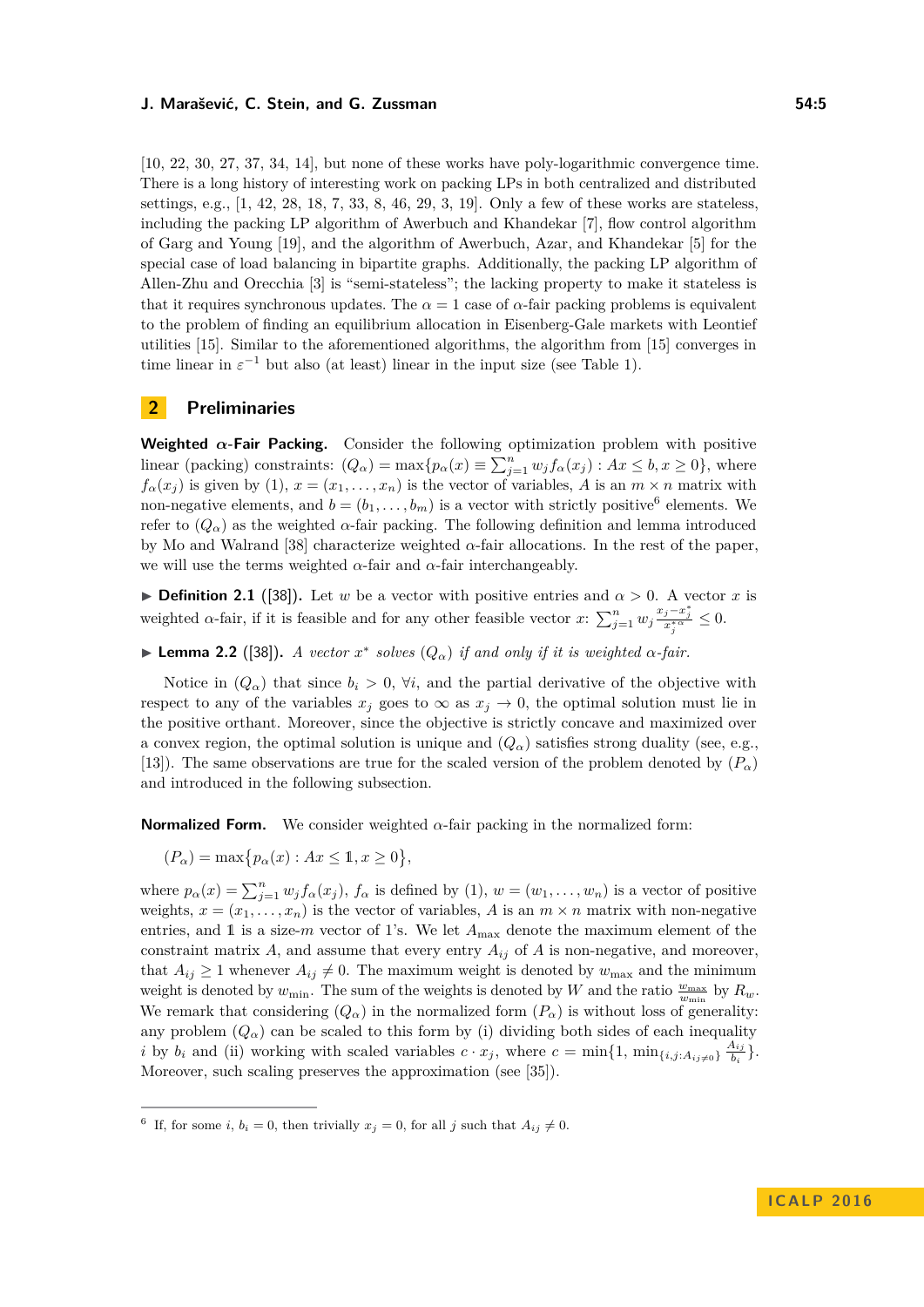[10, 22, 30, 27, 37, 34, 14], but none of these works have poly-logarithmic convergence time. There is a long history of interesting work on packing LPs in both centralized and distributed settings, e.g., [1, 42, 28, 18, 7, 33, 8, 46, 29, 3, 19]. Only a few of these works are stateless, including the packing LP algorithm of Awerbuch and Khandekar [7], flow control algorithm of Garg and Young [19], and the algorithm of Awerbuch, Azar, and Khandekar [5] for the special case of load balancing in bipartite graphs. Additionally, the packing LP algorithm of Allen-Zhu and Orecchia [3] is "semi-stateless"; the lacking property to make it stateless is that it requires synchronous updates. The $\alpha = 1$ case of $\alpha$-fair packing problems is equivalent to the problem of finding an equilibrium allocation in Eisenberg-Gale markets with Leontief utilities [15]. Similar to the aforementioned algorithms, the algorithm from [15] converges in time linear in $\varepsilon^{-1}$ but also (at least) linear in the input size (see Table 1).

## 2 Preliminaries

**Weighted $\alpha$-Fair Packing.** Consider the following optimization problem with positive linear (packing) constraints: $(Q_\alpha) = \max\{p_\alpha(x) \equiv \sum_{j=1}^{n} w_j f_\alpha(x_j) : Ax \leq b, x \geq 0\}$, where $f_\alpha(x_j)$ is given by (1), $x = (x_1, \ldots, x_n)$ is the vector of variables, $A$ is an $m \times n$ matrix with non-negative elements, and $b = (b_1, \ldots, b_m)$ is a vector with strictly positive[6] elements. We refer to $(Q_\alpha)$ as the weighted $\alpha$-fair packing. The following definition and lemma introduced by Mo and Walrand [38] characterize weighted $\alpha$-fair allocations. In the rest of the paper, we will use the terms weighted $\alpha$-fair and $\alpha$-fair interchangeably.

▶ **Definition 2.1** ([38]). Let $w$ be a vector with positive entries and $\alpha > 0$. A vector $x$ is weighted $\alpha$-fair, if it is feasible and for any other feasible vector $x$: $\sum_{j=1}^{n} w_j \frac{x_j - x_j^*}{x_j^{*\alpha}} \leq 0$.

▶ **Lemma 2.2** ([38]). *A vector $x^*$ solves $(Q_\alpha)$ if and only if it is weighted $\alpha$-fair.*

Notice in $(Q_\alpha)$ that since $b_i > 0$, $\forall i$, and the partial derivative of the objective with respect to any of the variables $x_j$ goes to $\infty$ as $x_j \to 0$, the optimal solution must lie in the positive orthant. Moreover, since the objective is strictly concave and maximized over a convex region, the optimal solution is unique and $(Q_\alpha)$ satisfies strong duality (see, e.g., [13]). The same observations are true for the scaled version of the problem denoted by $(P_\alpha)$ and introduced in the following subsection.

**Normalized Form.** We consider weighted $\alpha$-fair packing in the normalized form:

$$(P_\alpha) = \max\{p_\alpha(x) : Ax \leq \mathbb{1}, x \geq 0\},$$

where $p_\alpha(x) = \sum_{j=1}^{n} w_j f_\alpha(x_j)$, $f_\alpha$ is defined by (1), $w = (w_1, \ldots, w_n)$ is a vector of positive weights, $x = (x_1, \ldots, x_n)$ is the vector of variables, $A$ is an $m \times n$ matrix with non-negative entries, and $\mathbb{1}$ is a size-$m$ vector of 1's. We let $A_{\max}$ denote the maximum element of the constraint matrix $A$, and assume that every entry $A_{ij}$ of $A$ is non-negative, and moreover, that $A_{ij} \geq 1$ whenever $A_{ij} \neq 0$. The maximum weight is denoted by $w_{\max}$ and the minimum weight is denoted by $w_{\min}$. The sum of the weights is denoted by $W$ and the ratio $\frac{w_{\max}}{w_{\min}}$ by $R_w$. We remark that considering $(Q_\alpha)$ in the normalized form $(P_\alpha)$ is without loss of generality: any problem $(Q_\alpha)$ can be scaled to this form by (i) dividing both sides of each inequality $i$ by $b_i$ and (ii) working with scaled variables $c \cdot x_j$, where $c = \min\{1, \min_{\{i,j: A_{ij} \neq 0\}} \frac{A_{ij}}{b_i}\}$. Moreover, such scaling preserves the approximation (see [35]).

---

[6] If, for some $i$, $b_i = 0$, then trivially $x_j = 0$, for all $j$ such that $A_{ij} \neq 0$.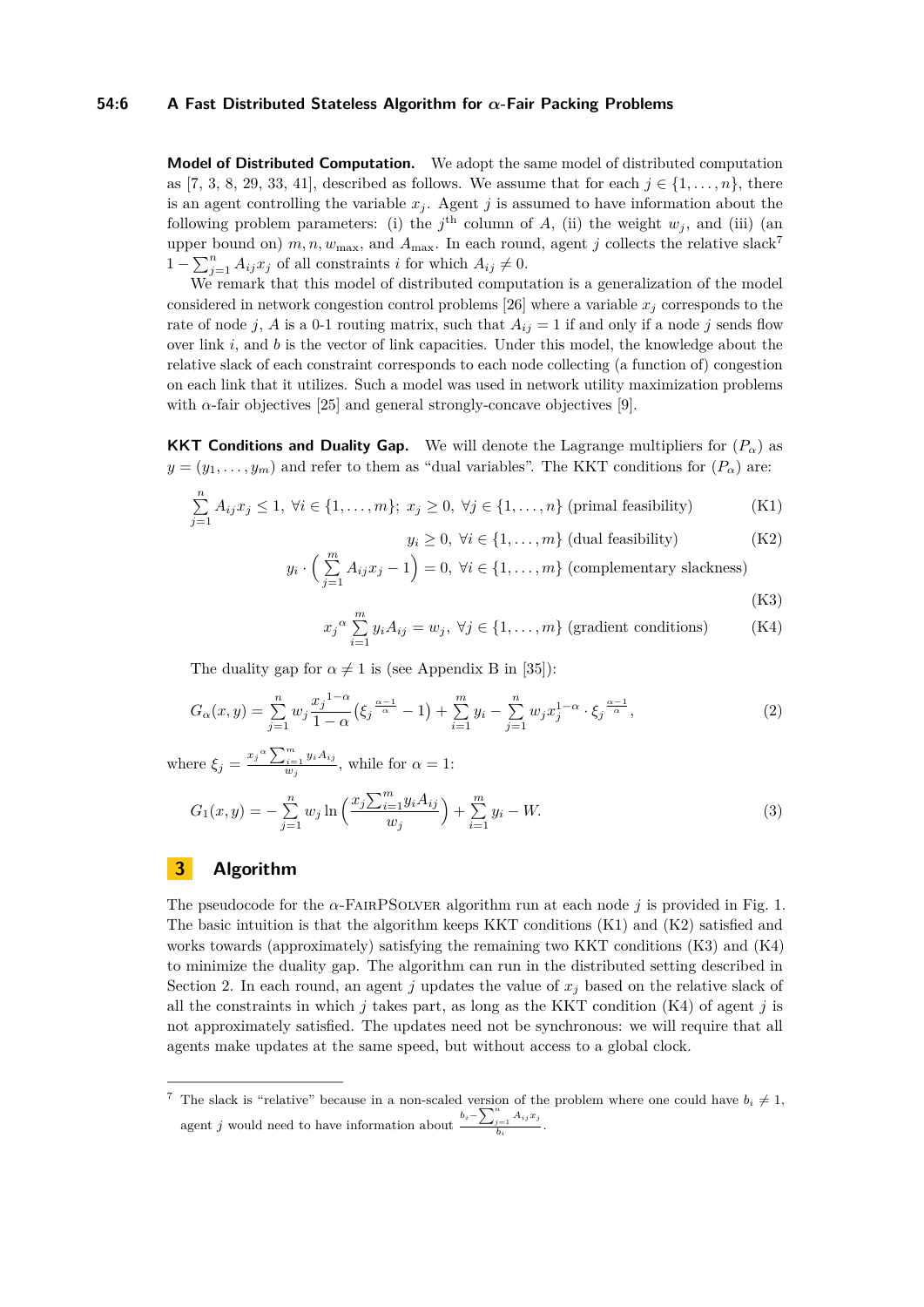**Model of Distributed Computation.** We adopt the same model of distributed computation as [7, 3, 8, 29, 33, 41], described as follows. We assume that for each $j \in \{1, \dots, n\}$, there is an agent controlling the variable $x_j$. Agent $j$ is assumed to have information about the following problem parameters: (i) the $j^{\text{th}}$ column of $A$, (ii) the weight $w_j$, and (iii) (an upper bound on) $m, n, w_{\max}$, and $A_{\max}$. In each round, agent $j$ collects the relative slack[7] $1 - \sum_{j=1}^{n} A_{ij} x_j$ of all constraints $i$ for which $A_{ij} \neq 0$.

We remark that this model of distributed computation is a generalization of the model considered in network congestion control problems [26] where a variable $x_j$ corresponds to the rate of node $j$, $A$ is a 0-1 routing matrix, such that $A_{ij} = 1$ if and only if a node $j$ sends flow over link $i$, and $b$ is the vector of link capacities. Under this model, the knowledge about the relative slack of each constraint corresponds to each node collecting (a function of) congestion on each link that it utilizes. Such a model was used in network utility maximization problems with $\alpha$-fair objectives [25] and general strongly-concave objectives [9].

**KKT Conditions and Duality Gap.** We will denote the Lagrange multipliers for $(P_\alpha)$ as $y = (y_1, \dots, y_m)$ and refer to them as "dual variables". The KKT conditions for $(P_\alpha)$ are:

$$\sum_{j=1}^{n} A_{ij} x_j \leq 1,\ \forall i \in \{1, \dots, m\};\ x_j \geq 0,\ \forall j \in \{1, \dots, n\} \text{ (primal feasibility)} \tag{K1}$$

$$y_i \geq 0,\ \forall i \in \{1, \dots, m\} \text{ (dual feasibility)} \tag{K2}$$

$$y_i \cdot \Big( \sum_{j=1}^{m} A_{ij} x_j - 1 \Big) = 0,\ \forall i \in \{1, \dots, m\} \text{ (complementary slackness)} \tag{K3}$$

$$x_j{}^{\alpha} \sum_{i=1}^{m} y_i A_{ij} = w_j,\ \forall j \in \{1, \dots, m\} \text{ (gradient conditions)} \tag{K4}$$

The duality gap for $\alpha \neq 1$ is (see Appendix B in [35]):

$$G_\alpha(x, y) = \sum_{j=1}^{n} w_j \frac{x_j{}^{1-\alpha}}{1-\alpha} \big( \xi_j{}^{\frac{\alpha-1}{\alpha}} - 1 \big) + \sum_{i=1}^{m} y_i - \sum_{j=1}^{n} w_j x_j^{1-\alpha} \cdot \xi_j{}^{\frac{\alpha-1}{\alpha}}, \tag{2}$$

where $\xi_j = \frac{x_j{}^{\alpha} \sum_{i=1}^{m} y_i A_{ij}}{w_j}$, while for $\alpha = 1$:

$$G_1(x, y) = -\sum_{j=1}^{n} w_j \ln\Big( \frac{x_j \sum_{i=1}^{m} y_i A_{ij}}{w_j} \Big) + \sum_{i=1}^{m} y_i - W. \tag{3}$$

# 3 Algorithm

The pseudocode for the $\alpha$-FairPSolver algorithm run at each node $j$ is provided in Fig. 1. The basic intuition is that the algorithm keeps KKT conditions (K1) and (K2) satisfied and works towards (approximately) satisfying the remaining two KKT conditions (K3) and (K4) to minimize the duality gap. The algorithm can run in the distributed setting described in Section 2. In each round, an agent $j$ updates the value of $x_j$ based on the relative slack of all the constraints in which $j$ takes part, as long as the KKT condition (K4) of agent $j$ is not approximately satisfied. The updates need not be synchronous: we will require that all agents make updates at the same speed, but without access to a global clock.

[7] The slack is "relative" because in a non-scaled version of the problem where one could have $b_i \neq 1$, agent $j$ would need to have information about $\frac{b_i - \sum_{j=1}^{n} A_{ij} x_j}{b_i}$.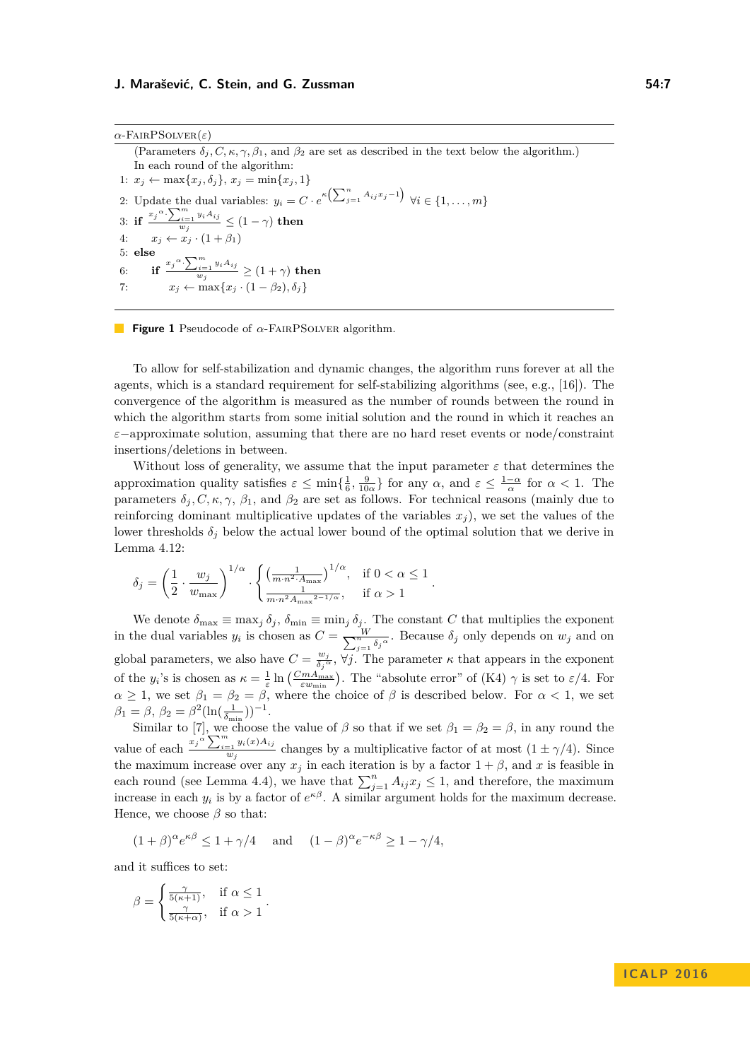$\alpha$-FairPSolver($\varepsilon$)

(Parameters $\delta_j, C, \kappa, \gamma, \beta_1$, and $\beta_2$ are set as described in the text below the algorithm.)
In each round of the algorithm:

```
1: x_j ← max{x_j, δ_j}, x_j = min{x_j, 1}
2: Update the dual variables: y_i = C · e^{κ(Σ_{j=1}^n A_ij x_j − 1)}  ∀i ∈ {1,...,m}
3: if (x_j^α · Σ_{i=1}^m y_i A_ij) / w_j ≤ (1 − γ) then
4:     x_j ← x_j · (1 + β_1)
5: else
6:     if (x_j^α · Σ_{i=1}^m y_i A_ij) / w_j ≥ (1 + γ) then
7:         x_j ← max{x_j · (1 − β_2), δ_j}
```

**Figure 1** Pseudocode of $\alpha$-FairPSolver algorithm.

To allow for self-stabilization and dynamic changes, the algorithm runs forever at all the agents, which is a standard requirement for self-stabilizing algorithms (see, e.g., [16]). The convergence of the algorithm is measured as the number of rounds between the round in which the algorithm starts from some initial solution and the round in which it reaches an $\varepsilon-$approximate solution, assuming that there are no hard reset events or node/constraint insertions/deletions in between.

Without loss of generality, we assume that the input parameter $\varepsilon$ that determines the approximation quality satisfies $\varepsilon \leq \min\{\frac{1}{6}, \frac{9}{10\alpha}\}$ for any $\alpha$, and $\varepsilon \leq \frac{1-\alpha}{\alpha}$ for $\alpha < 1$. The parameters $\delta_j, C, \kappa, \gamma, \beta_1$, and $\beta_2$ are set as follows. For technical reasons (mainly due to reinforcing dominant multiplicative updates of the variables $x_j$), we set the values of the lower thresholds $\delta_j$ below the actual lower bound of the optimal solution that we derive in Lemma 4.12:

$$\delta_j = \left(\frac{1}{2} \cdot \frac{w_j}{w_{\max}}\right)^{1/\alpha} \cdot \begin{cases} \left(\frac{1}{m \cdot n^2 \cdot A_{\max}}\right)^{1/\alpha}, & \text{if } 0 < \alpha \leq 1 \\ \frac{1}{m \cdot n^2 {A_{\max}}^{2-1/\alpha}}, & \text{if } \alpha > 1 \end{cases}.$$

We denote $\delta_{\max} \equiv \max_j \delta_j$, $\delta_{\min} \equiv \min_j \delta_j$. The constant $C$ that multiplies the exponent in the dual variables $y_i$ is chosen as $C = \frac{W}{\sum_{j=1}^n {\delta_j}^{\alpha}}$. Because $\delta_j$ only depends on $w_j$ and on global parameters, we also have $C = \frac{w_j}{{\delta_j}^{\alpha}}$, $\forall j$. The parameter $\kappa$ that appears in the exponent of the $y_i$'s is chosen as $\kappa = \frac{1}{\varepsilon} \ln\left(\frac{C m A_{\max}}{\varepsilon w_{\min}}\right)$. The "absolute error" of (K4) $\gamma$ is set to $\varepsilon/4$. For $\alpha \geq 1$, we set $\beta_1 = \beta_2 = \beta$, where the choice of $\beta$ is described below. For $\alpha < 1$, we set $\beta_1 = \beta$, $\beta_2 = \beta^2(\ln(\frac{1}{\delta_{\min}}))^{-1}$.

Similar to [7], we choose the value of $\beta$ so that if we set $\beta_1 = \beta_2 = \beta$, in any round the value of each $\frac{{x_j}^{\alpha} \sum_{i=1}^m y_i(x) A_{ij}}{w_j}$ changes by a multiplicative factor of at most $(1 \pm \gamma/4)$. Since the maximum increase over any $x_j$ in each iteration is by a factor $1+\beta$, and $x$ is feasible in each round (see Lemma 4.4), we have that $\sum_{j=1}^n A_{ij} x_j \leq 1$, and therefore, the maximum increase in each $y_i$ is by a factor of $e^{\kappa\beta}$. A similar argument holds for the maximum decrease. Hence, we choose $\beta$ so that:

$$(1+\beta)^{\alpha} e^{\kappa\beta} \leq 1 + \gamma/4 \quad \text{and} \quad (1-\beta)^{\alpha} e^{-\kappa\beta} \geq 1 - \gamma/4,$$

and it suffices to set:

$$\beta = \begin{cases} \frac{\gamma}{5(\kappa+1)}, & \text{if } \alpha \leq 1 \\ \frac{\gamma}{5(\kappa+\alpha)}, & \text{if } \alpha > 1 \end{cases}.$$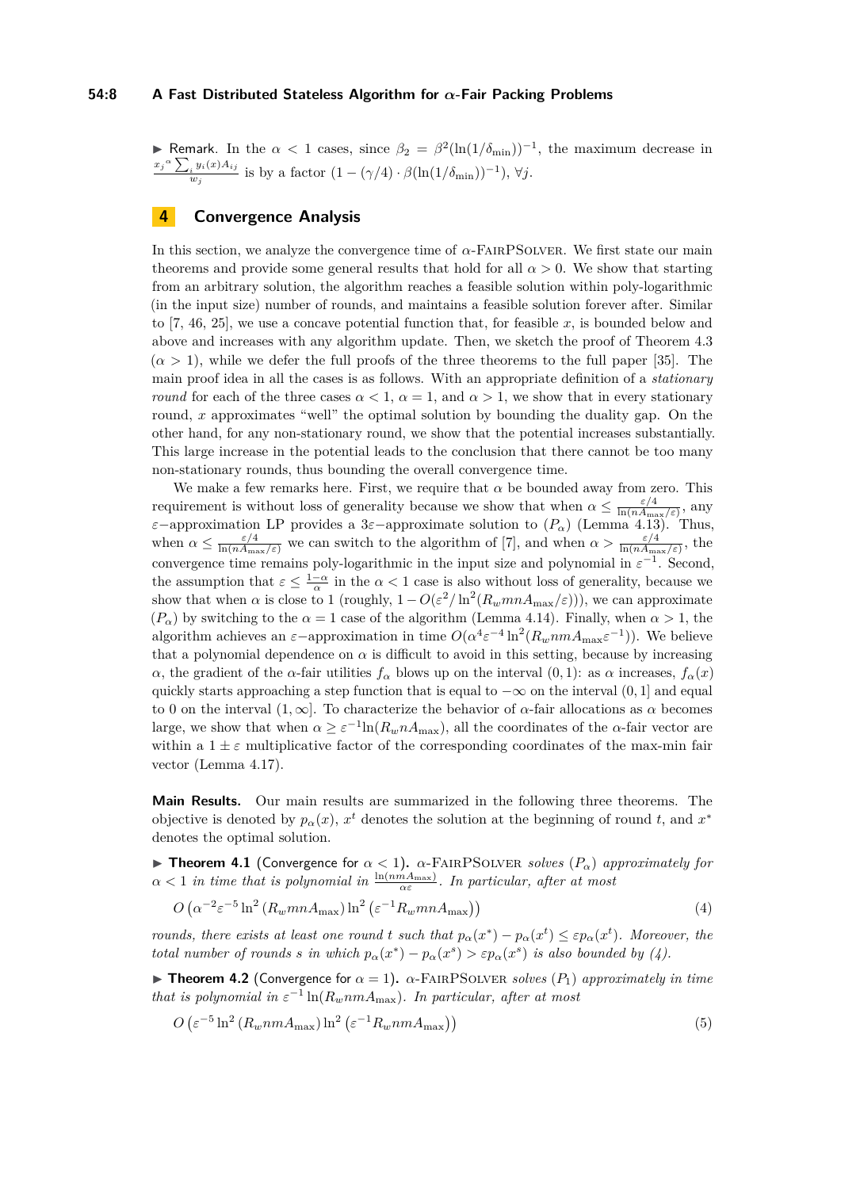▶ Remark. In the $\alpha < 1$ cases, since $\beta_2 = \beta^2(\ln(1/\delta_{\min}))^{-1}$, the maximum decrease in $\frac{x_j{}^{\alpha} \sum_i y_i(x) A_{ij}}{w_j}$ is by a factor $(1 - (\gamma/4) \cdot \beta(\ln(1/\delta_{\min}))^{-1})$, $\forall j$.

## 4 Convergence Analysis

In this section, we analyze the convergence time of $\alpha$-FairPSolver. We first state our main theorems and provide some general results that hold for all $\alpha > 0$. We show that starting from an arbitrary solution, the algorithm reaches a feasible solution within poly-logarithmic (in the input size) number of rounds, and maintains a feasible solution forever after. Similar to [7, 46, 25], we use a concave potential function that, for feasible $x$, is bounded below and above and increases with any algorithm update. Then, we sketch the proof of Theorem 4.3 ($\alpha > 1$), while we defer the full proofs of the three theorems to the full paper [35]. The main proof idea in all the cases is as follows. With an appropriate definition of a *stationary round* for each of the three cases $\alpha < 1$, $\alpha = 1$, and $\alpha > 1$, we show that in every stationary round, $x$ approximates "well" the optimal solution by bounding the duality gap. On the other hand, for any non-stationary round, we show that the potential increases substantially. This large increase in the potential leads to the conclusion that there cannot be too many non-stationary rounds, thus bounding the overall convergence time.

We make a few remarks here. First, we require that $\alpha$ be bounded away from zero. This requirement is without loss of generality because we show that when $\alpha \leq \frac{\varepsilon/4}{\ln(nA_{\max}/\varepsilon)}$, any $\varepsilon$−approximation LP provides a $3\varepsilon$−approximate solution to $(P_\alpha)$ (Lemma 4.13). Thus, when $\alpha \leq \frac{\varepsilon/4}{\ln(nA_{\max}/\varepsilon)}$ we can switch to the algorithm of [7], and when $\alpha > \frac{\varepsilon/4}{\ln(nA_{\max}/\varepsilon)}$, the convergence time remains poly-logarithmic in the input size and polynomial in $\varepsilon^{-1}$. Second, the assumption that $\varepsilon \leq \frac{1-\alpha}{\alpha}$ in the $\alpha < 1$ case is also without loss of generality, because we show that when $\alpha$ is close to 1 (roughly, $1 - O(\varepsilon^2/\ln^2(R_w mnA_{\max}/\varepsilon))$), we can approximate $(P_\alpha)$ by switching to the $\alpha = 1$ case of the algorithm (Lemma 4.14). Finally, when $\alpha > 1$, the algorithm achieves an $\varepsilon$−approximation in time $O(\alpha^4\varepsilon^{-4}\ln^2(R_w nmA_{\max}\varepsilon^{-1}))$. We believe that a polynomial dependence on $\alpha$ is difficult to avoid in this setting, because by increasing $\alpha$, the gradient of the $\alpha$-fair utilities $f_\alpha$ blows up on the interval $(0, 1)$: as $\alpha$ increases, $f_\alpha(x)$ quickly starts approaching a step function that is equal to $-\infty$ on the interval $(0, 1]$ and equal to 0 on the interval $(1, \infty]$. To characterize the behavior of $\alpha$-fair allocations as $\alpha$ becomes large, we show that when $\alpha \geq \varepsilon^{-1}\ln(R_w nA_{\max})$, all the coordinates of the $\alpha$-fair vector are within a $1 \pm \varepsilon$ multiplicative factor of the corresponding coordinates of the max-min fair vector (Lemma 4.17).

**Main Results.** Our main results are summarized in the following three theorems. The objective is denoted by $p_\alpha(x)$, $x^t$ denotes the solution at the beginning of round $t$, and $x^*$ denotes the optimal solution.

▶ **Theorem 4.1** (Convergence for $\alpha < 1$). *$\alpha$-FairPSolver solves $(P_\alpha)$ approximately for $\alpha < 1$ in time that is polynomial in $\frac{\ln(nmA_{\max})}{\alpha\varepsilon}$. In particular, after at most*

$$O\left(\alpha^{-2}\varepsilon^{-5}\ln^2\left(R_w mnA_{\max}\right)\ln^2\left(\varepsilon^{-1}R_w mnA_{\max}\right)\right) \tag{4}$$

*rounds, there exists at least one round $t$ such that $p_\alpha(x^*) - p_\alpha(x^t) \leq \varepsilon p_\alpha(x^t)$. Moreover, the total number of rounds $s$ in which $p_\alpha(x^*) - p_\alpha(x^s) > \varepsilon p_\alpha(x^s)$ is also bounded by (4).*

▶ **Theorem 4.2** (Convergence for $\alpha = 1$). *$\alpha$-FairPSolver solves $(P_1)$ approximately in time that is polynomial in $\varepsilon^{-1}\ln(R_w nmA_{\max})$. In particular, after at most*

$$O\left(\varepsilon^{-5}\ln^2\left(R_w nmA_{\max}\right)\ln^2\left(\varepsilon^{-1}R_w nmA_{\max}\right)\right) \tag{5}$$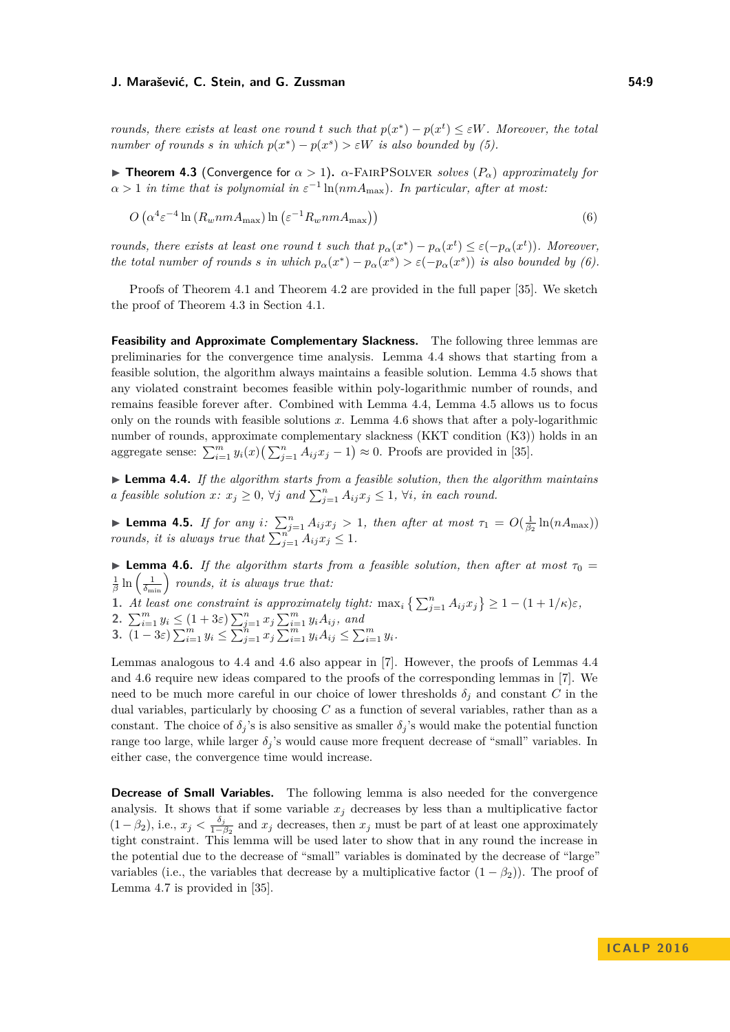*rounds, there exists at least one round $t$ such that $p(x^*) - p(x^t) \leq \varepsilon W$. Moreover, the total number of rounds $s$ in which $p(x^*) - p(x^s) > \varepsilon W$ is also bounded by (5).*

▶ **Theorem 4.3** (Convergence for $\alpha > 1$)**.** *$\alpha$-FairPSolver solves $(P_\alpha)$ approximately for $\alpha > 1$ in time that is polynomial in $\varepsilon^{-1} \ln(nmA_{\max})$. In particular, after at most:*

$$O\left(\alpha^4 \varepsilon^{-4} \ln\left(R_w nmA_{\max}\right) \ln\left(\varepsilon^{-1} R_w nmA_{\max}\right)\right) \tag{6}$$

*rounds, there exists at least one round $t$ such that $p_\alpha(x^*) - p_\alpha(x^t) \leq \varepsilon(-p_\alpha(x^t))$. Moreover, the total number of rounds $s$ in which $p_\alpha(x^*) - p_\alpha(x^s) > \varepsilon(-p_\alpha(x^s))$ is also bounded by (6).*

Proofs of Theorem 4.1 and Theorem 4.2 are provided in the full paper [35]. We sketch the proof of Theorem 4.3 in Section 4.1.

**Feasibility and Approximate Complementary Slackness.** The following three lemmas are preliminaries for the convergence time analysis. Lemma 4.4 shows that starting from a feasible solution, the algorithm always maintains a feasible solution. Lemma 4.5 shows that any violated constraint becomes feasible within poly-logarithmic number of rounds, and remains feasible forever after. Combined with Lemma 4.4, Lemma 4.5 allows us to focus only on the rounds with feasible solutions $x$. Lemma 4.6 shows that after a poly-logarithmic number of rounds, approximate complementary slackness (KKT condition (K3)) holds in an aggregate sense: $\sum_{i=1}^m y_i(x)\left(\sum_{j=1}^n A_{ij}x_j - 1\right) \approx 0$. Proofs are provided in [35].

▶ **Lemma 4.4.** *If the algorithm starts from a feasible solution, then the algorithm maintains a feasible solution $x$: $x_j \geq 0$, $\forall j$ and $\sum_{j=1}^n A_{ij}x_j \leq 1$, $\forall i$, in each round.*

▶ **Lemma 4.5.** *If for any $i$: $\sum_{j=1}^n A_{ij}x_j > 1$, then after at most $\tau_1 = O(\frac{1}{\beta_2}\ln(nA_{\max}))$ rounds, it is always true that $\sum_{j=1}^n A_{ij}x_j \leq 1$.*

▶ **Lemma 4.6.** *If the algorithm starts from a feasible solution, then after at most $\tau_0 = \frac{1}{\beta}\ln\left(\frac{1}{\delta_{\min}}\right)$ rounds, it is always true that:*

1. *At least one constraint is approximately tight: $\max_i \left\{\sum_{j=1}^n A_{ij}x_j\right\} \geq 1 - (1 + 1/\kappa)\varepsilon$,*
2. *$\sum_{i=1}^m y_i \leq (1 + 3\varepsilon)\sum_{j=1}^n x_j \sum_{i=1}^m y_i A_{ij}$, and*
3. *$(1 - 3\varepsilon)\sum_{i=1}^m y_i \leq \sum_{j=1}^n x_j \sum_{i=1}^m y_i A_{ij} \leq \sum_{i=1}^m y_i$.*

Lemmas analogous to 4.4 and 4.6 also appear in [7]. However, the proofs of Lemmas 4.4 and 4.6 require new ideas compared to the proofs of the corresponding lemmas in [7]. We need to be much more careful in our choice of lower thresholds $\delta_j$ and constant $C$ in the dual variables, particularly by choosing $C$ as a function of several variables, rather than as a constant. The choice of $\delta_j$'s is also sensitive as smaller $\delta_j$'s would make the potential function range too large, while larger $\delta_j$'s would cause more frequent decrease of "small" variables. In either case, the convergence time would increase.

**Decrease of Small Variables.** The following lemma is also needed for the convergence analysis. It shows that if some variable $x_j$ decreases by less than a multiplicative factor $(1 - \beta_2)$, i.e., $x_j < \frac{\delta_j}{1-\beta_2}$ and $x_j$ decreases, then $x_j$ must be part of at least one approximately tight constraint. This lemma will be used later to show that in any round the increase in the potential due to the decrease of "small" variables is dominated by the decrease of "large" variables (i.e., the variables that decrease by a multiplicative factor $(1 - \beta_2)$). The proof of Lemma 4.7 is provided in [35].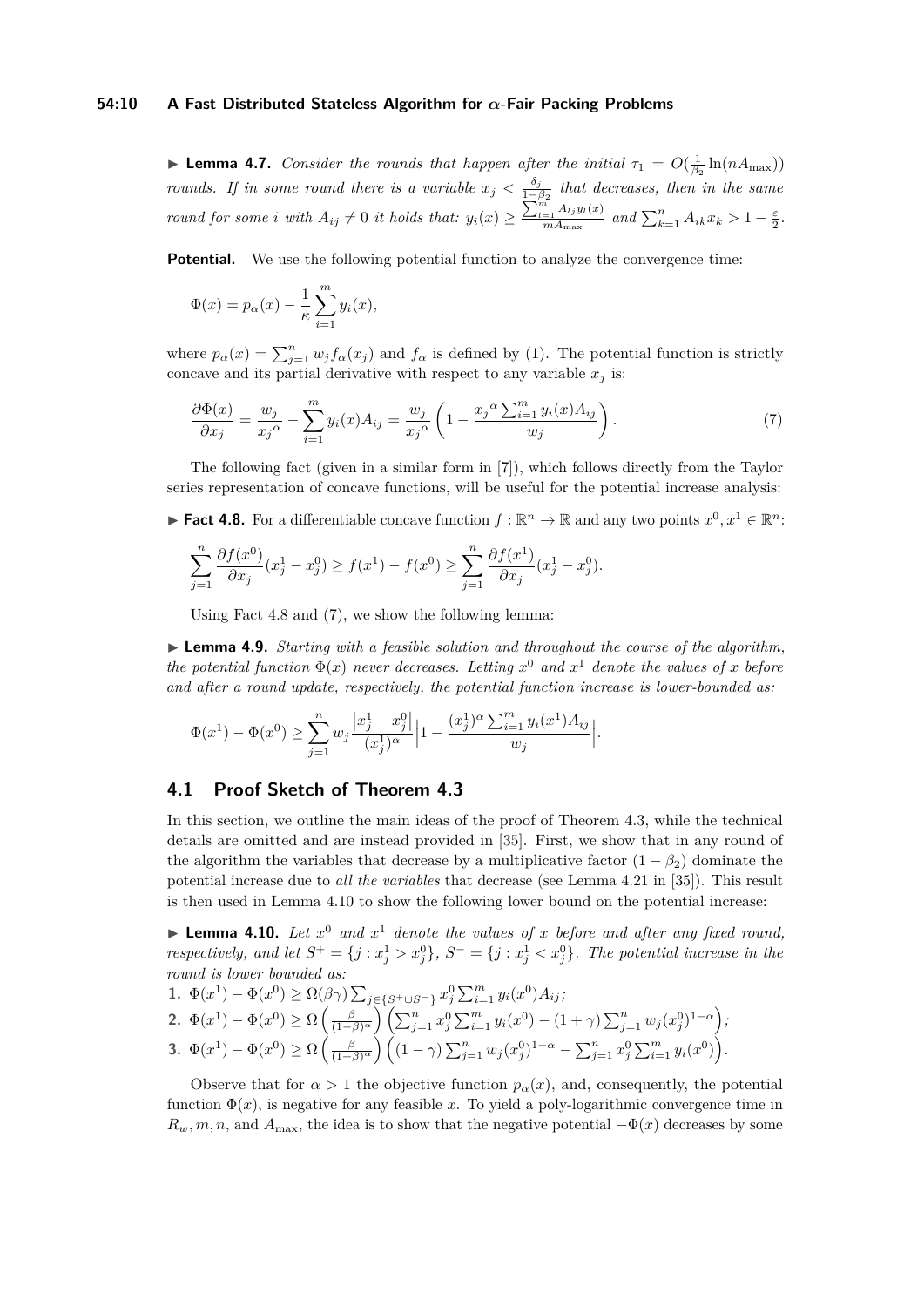▶ **Lemma 4.7.** *Consider the rounds that happen after the initial $\tau_1 = O(\frac{1}{\beta_2}\ln(nA_{\max}))$ rounds. If in some round there is a variable $x_j < \frac{\delta_j}{1-\beta_2}$ that decreases, then in the same round for some $i$ with $A_{ij} \neq 0$ it holds that: $y_i(x) \geq \frac{\sum_{l=1}^{m} A_{lj} y_l(x)}{m A_{\max}}$ and $\sum_{k=1}^{n} A_{ik} x_k > 1 - \frac{\varepsilon}{2}$.*

**Potential.** We use the following potential function to analyze the convergence time:

$$\Phi(x) = p_\alpha(x) - \frac{1}{\kappa}\sum_{i=1}^{m} y_i(x),$$

where $p_\alpha(x) = \sum_{j=1}^{n} w_j f_\alpha(x_j)$ and $f_\alpha$ is defined by (1). The potential function is strictly concave and its partial derivative with respect to any variable $x_j$ is:

$$\frac{\partial \Phi(x)}{\partial x_j} = \frac{w_j}{{x_j}^\alpha} - \sum_{i=1}^{m} y_i(x) A_{ij} = \frac{w_j}{{x_j}^\alpha}\left(1 - \frac{{x_j}^\alpha \sum_{i=1}^{m} y_i(x) A_{ij}}{w_j}\right). \tag{7}$$

The following fact (given in a similar form in [7]), which follows directly from the Taylor series representation of concave functions, will be useful for the potential increase analysis:

▶ **Fact 4.8.** For a differentiable concave function $f : \mathbb{R}^n \to \mathbb{R}$ and any two points $x^0, x^1 \in \mathbb{R}^n$:

$$\sum_{j=1}^{n} \frac{\partial f(x^0)}{\partial x_j}(x_j^1 - x_j^0) \geq f(x^1) - f(x^0) \geq \sum_{j=1}^{n} \frac{\partial f(x^1)}{\partial x_j}(x_j^1 - x_j^0).$$

Using Fact 4.8 and (7), we show the following lemma:

▶ **Lemma 4.9.** *Starting with a feasible solution and throughout the course of the algorithm, the potential function $\Phi(x)$ never decreases. Letting $x^0$ and $x^1$ denote the values of $x$ before and after a round update, respectively, the potential function increase is lower-bounded as:*

$$\Phi(x^1) - \Phi(x^0) \geq \sum_{j=1}^{n} w_j \frac{\left|x_j^1 - x_j^0\right|}{(x_j^1)^\alpha}\left|1 - \frac{(x_j^1)^\alpha \sum_{i=1}^{m} y_i(x^1) A_{ij}}{w_j}\right|.$$

## 4.1 Proof Sketch of Theorem 4.3

In this section, we outline the main ideas of the proof of Theorem 4.3, while the technical details are omitted and are instead provided in [35]. First, we show that in any round of the algorithm the variables that decrease by a multiplicative factor $(1 - \beta_2)$ dominate the potential increase due to *all the variables* that decrease (see Lemma 4.21 in [35]). This result is then used in Lemma 4.10 to show the following lower bound on the potential increase:

▶ **Lemma 4.10.** *Let $x^0$ and $x^1$ denote the values of $x$ before and after any fixed round, respectively, and let $S^+ = \{j : x_j^1 > x_j^0\}$, $S^- = \{j : x_j^1 < x_j^0\}$. The potential increase in the round is lower bounded as:*

1. $\Phi(x^1) - \Phi(x^0) \geq \Omega(\beta\gamma)\sum_{j \in \{S^+ \cup S^-\}} x_j^0 \sum_{i=1}^{m} y_i(x^0) A_{ij}$;
2. $\Phi(x^1) - \Phi(x^0) \geq \Omega\left(\frac{\beta}{(1-\beta)^\alpha}\right)\left(\sum_{j=1}^{n} x_j^0 \sum_{i=1}^{m} y_i(x^0) - (1+\gamma)\sum_{j=1}^{n} w_j (x_j^0)^{1-\alpha}\right)$;
3. $\Phi(x^1) - \Phi(x^0) \geq \Omega\left(\frac{\beta}{(1+\beta)^\alpha}\right)\left((1-\gamma)\sum_{j=1}^{n} w_j (x_j^0)^{1-\alpha} - \sum_{j=1}^{n} x_j^0 \sum_{i=1}^{m} y_i(x^0)\right)$.

Observe that for $\alpha > 1$ the objective function $p_\alpha(x)$, and, consequently, the potential function $\Phi(x)$, is negative for any feasible $x$. To yield a poly-logarithmic convergence time in $R_w, m, n$, and $A_{\max}$, the idea is to show that the negative potential $-\Phi(x)$ decreases by some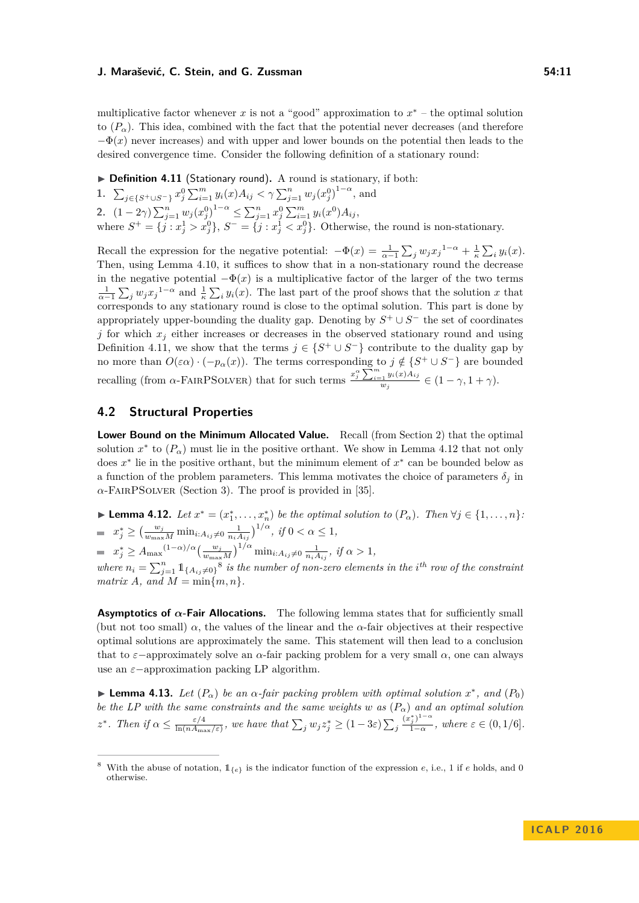multiplicative factor whenever $x$ is not a "good" approximation to $x^*$ – the optimal solution to $(P_\alpha)$. This idea, combined with the fact that the potential never decreases (and therefore $-\Phi(x)$ never increases) and with upper and lower bounds on the potential then leads to the desired convergence time. Consider the following definition of a stationary round:

▶ **Definition 4.11** (Stationary round)**.** A round is stationary, if both:

1. $\sum_{j\in\{S^+\cup S^-\}} x_j^0 \sum_{i=1}^m y_i(x)A_{ij} < \gamma \sum_{j=1}^n w_j (x_j^0)^{1-\alpha}$, and
2. $(1-2\gamma)\sum_{j=1}^n w_j (x_j^0)^{1-\alpha} \leq \sum_{j=1}^n x_j^0 \sum_{i=1}^m y_i(x^0)A_{ij}$,

where $S^+ = \{j : x_j^1 > x_j^0\}$, $S^- = \{j : x_j^1 < x_j^0\}$. Otherwise, the round is non-stationary.

Recall the expression for the negative potential: $-\Phi(x) = \frac{1}{\alpha-1}\sum_j w_j {x_j}^{1-\alpha} + \frac{1}{\kappa}\sum_i y_i(x)$. Then, using Lemma 4.10, it suffices to show that in a non-stationary round the decrease in the negative potential $-\Phi(x)$ is a multiplicative factor of the larger of the two terms $\frac{1}{\alpha-1}\sum_j w_j {x_j}^{1-\alpha}$ and $\frac{1}{\kappa}\sum_i y_i(x)$. The last part of the proof shows that the solution $x$ that corresponds to any stationary round is close to the optimal solution. This part is done by appropriately upper-bounding the duality gap. Denoting by $S^+ \cup S^-$ the set of coordinates $j$ for which $x_j$ either increases or decreases in the observed stationary round and using Definition 4.11, we show that the terms $j \in \{S^+ \cup S^-\}$ contribute to the duality gap by no more than $O(\varepsilon\alpha)\cdot(-p_\alpha(x))$. The terms corresponding to $j \notin \{S^+ \cup S^-\}$ are bounded recalling (from $\alpha$-FairPSolver) that for such terms $\frac{x_j^\alpha \sum_{i=1}^m y_i(x)A_{ij}}{w_j} \in (1-\gamma, 1+\gamma)$.

## 4.2 Structural Properties

**Lower Bound on the Minimum Allocated Value.** Recall (from Section 2) that the optimal solution $x^*$ to $(P_\alpha)$ must lie in the positive orthant. We show in Lemma 4.12 that not only does $x^*$ lie in the positive orthant, but the minimum element of $x^*$ can be bounded below as a function of the problem parameters. This lemma motivates the choice of parameters $\delta_j$ in $\alpha$-FairPSolver (Section 3). The proof is provided in [35].

▶ **Lemma 4.12.** *Let $x^* = (x_1^*, \ldots, x_n^*)$ be the optimal solution to $(P_\alpha)$. Then $\forall j \in \{1,\ldots,n\}$:*

- $x_j^* \geq \left(\frac{w_j}{w_{\max}M}\min_{i:A_{ij}\neq 0}\frac{1}{n_i A_{ij}}\right)^{1/\alpha}$, *if $0 < \alpha \leq 1$,*
- $x_j^* \geq {A_{\max}}^{(1-\alpha)/\alpha}\left(\frac{w_j}{w_{\max}M}\right)^{1/\alpha}\min_{i:A_{ij}\neq 0}\frac{1}{n_i A_{ij}}$, *if $\alpha > 1$,*

*where $n_i = \sum_{j=1}^n \mathbb{1}_{\{A_{ij}\neq 0\}}$[8] is the number of non-zero elements in the $i^{th}$ row of the constraint matrix $A$, and $M = \min\{m, n\}$.*

**Asymptotics of $\alpha$-Fair Allocations.** The following lemma states that for sufficiently small (but not too small) $\alpha$, the values of the linear and the $\alpha$-fair objectives at their respective optimal solutions are approximately the same. This statement will then lead to a conclusion that to $\varepsilon-$approximately solve an $\alpha$-fair packing problem for a very small $\alpha$, one can always use an $\varepsilon-$approximation packing LP algorithm.

▶ **Lemma 4.13.** *Let $(P_\alpha)$ be an $\alpha$-fair packing problem with optimal solution $x^*$, and $(P_0)$ be the LP with the same constraints and the same weights $w$ as $(P_\alpha)$ and an optimal solution $z^*$. Then if $\alpha \leq \frac{\varepsilon/4}{\ln(nA_{\max}/\varepsilon)}$, we have that $\sum_j w_j z_j^* \geq (1-3\varepsilon)\sum_j \frac{(x_j^*)^{1-\alpha}}{1-\alpha}$, where $\varepsilon \in (0, 1/6]$.*

[8] With the abuse of notation, $\mathbb{1}_{\{e\}}$ is the indicator function of the expression $e$, i.e., 1 if $e$ holds, and 0 otherwise.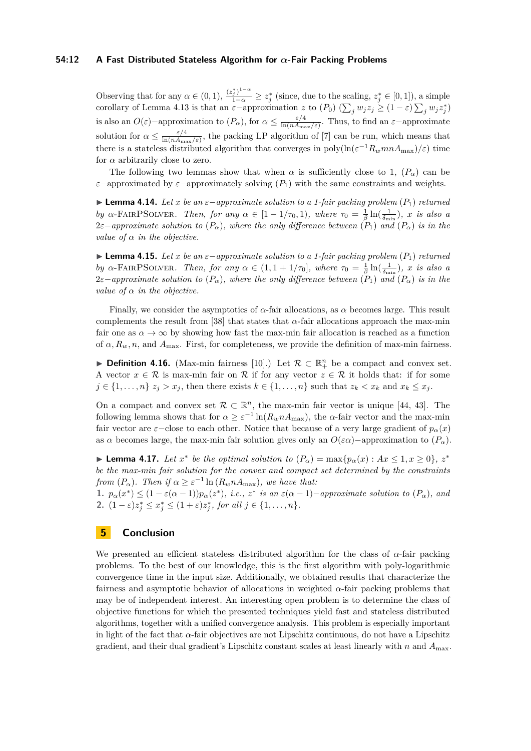Observing that for any $\alpha \in (0,1)$, $\frac{(z_j^*)^{1-\alpha}}{1-\alpha} \geq z_j^*$ (since, due to the scaling, $z_j^* \in [0,1]$), a simple corollary of Lemma 4.13 is that an $\varepsilon-$approximation $z$ to $(P_0)$ ($\sum_j w_j z_j \geq (1-\varepsilon)\sum_j w_j z_j^*$) is also an $O(\varepsilon)-$approximation to $(P_\alpha)$, for $\alpha \leq \frac{\varepsilon/4}{\ln(nA_{\max}/\varepsilon)}$. Thus, to find an $\varepsilon-$approximate solution for $\alpha \leq \frac{\varepsilon/4}{\ln(nA_{\max}/\varepsilon)}$, the packing LP algorithm of [7] can be run, which means that there is a stateless distributed algorithm that converges in $\text{poly}(\ln(\varepsilon^{-1}R_w mnA_{\max})/\varepsilon)$ time for $\alpha$ arbitrarily close to zero.

The following two lemmas show that when $\alpha$ is sufficiently close to 1, $(P_\alpha)$ can be $\varepsilon-$approximated by $\varepsilon-$approximately solving $(P_1)$ with the same constraints and weights.

▶ **Lemma 4.14.** *Let $x$ be an $\varepsilon-$approximate solution to a 1-fair packing problem $(P_1)$ returned by $\alpha$-FairPSolver. Then, for any $\alpha \in [1-1/\tau_0, 1)$, where $\tau_0 = \frac{1}{\beta}\ln(\frac{1}{\delta_{\min}})$, $x$ is also a $2\varepsilon-$approximate solution to $(P_\alpha)$, where the only difference between $(P_1)$ and $(P_\alpha)$ is in the value of $\alpha$ in the objective.*

▶ **Lemma 4.15.** *Let $x$ be an $\varepsilon-$approximate solution to a 1-fair packing problem $(P_1)$ returned by $\alpha$-FairPSolver. Then, for any $\alpha \in (1, 1+1/\tau_0]$, where $\tau_0 = \frac{1}{\beta}\ln(\frac{1}{\delta_{\min}})$, $x$ is also a $2\varepsilon-$approximate solution to $(P_\alpha)$, where the only difference between $(P_1)$ and $(P_\alpha)$ is in the value of $\alpha$ in the objective.*

Finally, we consider the asymptotics of $\alpha$-fair allocations, as $\alpha$ becomes large. This result complements the result from [38] that states that $\alpha$-fair allocations approach the max-min fair one as $\alpha \to \infty$ by showing how fast the max-min fair allocation is reached as a function of $\alpha, R_w, n$, and $A_{\max}$. First, for completeness, we provide the definition of max-min fairness.

▶ **Definition 4.16.** (Max-min fairness [10].) Let $\mathcal{R} \subset \mathbb{R}_+^n$ be a compact and convex set. A vector $x \in \mathcal{R}$ is max-min fair on $\mathcal{R}$ if for any vector $z \in \mathcal{R}$ it holds that: if for some $j \in \{1,\ldots,n\}$ $z_j > x_j$, then there exists $k \in \{1,\ldots,n\}$ such that $z_k < x_k$ and $x_k \leq x_j$.

On a compact and convex set $\mathcal{R} \subset \mathbb{R}^n$, the max-min fair vector is unique [44, 43]. The following lemma shows that for $\alpha \geq \varepsilon^{-1}\ln(R_w nA_{\max})$, the $\alpha$-fair vector and the max-min fair vector are $\varepsilon-$close to each other. Notice that because of a very large gradient of $p_\alpha(x)$ as $\alpha$ becomes large, the max-min fair solution gives only an $O(\varepsilon\alpha)-$approximation to $(P_\alpha)$.

▶ **Lemma 4.17.** *Let $x^*$ be the optimal solution to $(P_\alpha) = \max\{p_\alpha(x) : Ax \leq 1, x \geq 0\}$, $z^*$ be the max-min fair solution for the convex and compact set determined by the constraints from $(P_\alpha)$. Then if $\alpha \geq \varepsilon^{-1}\ln(R_w nA_{\max})$, we have that:*

1. *$p_\alpha(x^*) \leq (1-\varepsilon(\alpha-1))p_\alpha(z^*)$, i.e., $z^*$ is an $\varepsilon(\alpha-1)-$approximate solution to $(P_\alpha)$, and*
2. *$(1-\varepsilon)z_j^* \leq x_j^* \leq (1+\varepsilon)z_j^*$, for all $j \in \{1,\ldots,n\}$.*

## 5 Conclusion

We presented an efficient stateless distributed algorithm for the class of $\alpha$-fair packing problems. To the best of our knowledge, this is the first algorithm with poly-logarithmic convergence time in the input size. Additionally, we obtained results that characterize the fairness and asymptotic behavior of allocations in weighted $\alpha$-fair packing problems that may be of independent interest. An interesting open problem is to determine the class of objective functions for which the presented techniques yield fast and stateless distributed algorithms, together with a unified convergence analysis. This problem is especially important in light of the fact that $\alpha$-fair objectives are not Lipschitz continuous, do not have a Lipschitz gradient, and their dual gradient's Lipschitz constant scales at least linearly with $n$ and $A_{\max}$.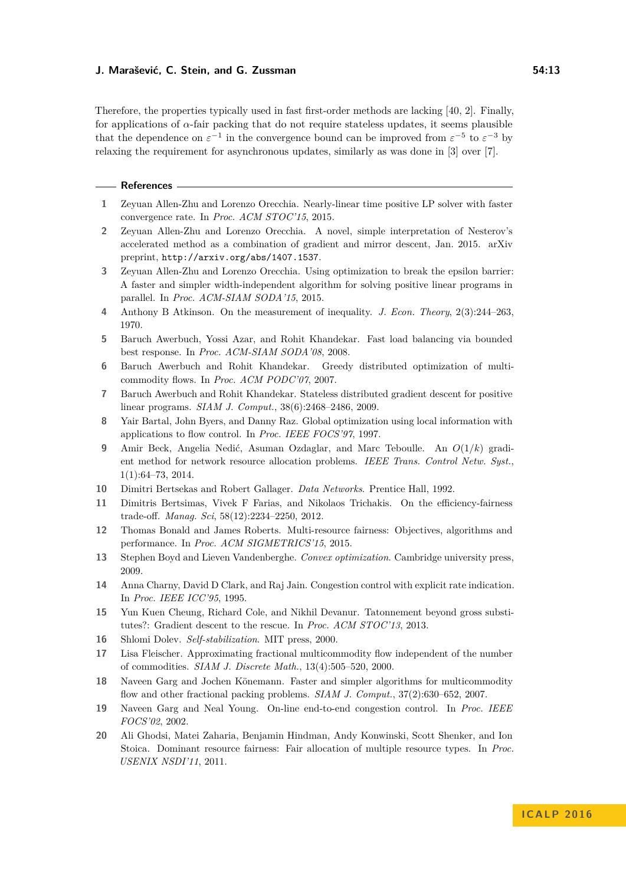Therefore, the properties typically used in fast first-order methods are lacking [40, 2]. Finally, for applications of $\alpha$-fair packing that do not require stateless updates, it seems plausible that the dependence on $\varepsilon^{-1}$ in the convergence bound can be improved from $\varepsilon^{-5}$ to $\varepsilon^{-3}$ by relaxing the requirement for asynchronous updates, similarly as was done in [3] over [7].

## References

1. Zeyuan Allen-Zhu and Lorenzo Orecchia. Nearly-linear time positive LP solver with faster convergence rate. In *Proc. ACM STOC'15*, 2015.
2. Zeyuan Allen-Zhu and Lorenzo Orecchia. A novel, simple interpretation of Nesterov's accelerated method as a combination of gradient and mirror descent, Jan. 2015. arXiv preprint, http://arxiv.org/abs/1407.1537.
3. Zeyuan Allen-Zhu and Lorenzo Orecchia. Using optimization to break the epsilon barrier: A faster and simpler width-independent algorithm for solving positive linear programs in parallel. In *Proc. ACM-SIAM SODA'15*, 2015.
4. Anthony B Atkinson. On the measurement of inequality. *J. Econ. Theory*, 2(3):244–263, 1970.
5. Baruch Awerbuch, Yossi Azar, and Rohit Khandekar. Fast load balancing via bounded best response. In *Proc. ACM-SIAM SODA'08*, 2008.
6. Baruch Awerbuch and Rohit Khandekar. Greedy distributed optimization of multi-commodity flows. In *Proc. ACM PODC'07*, 2007.
7. Baruch Awerbuch and Rohit Khandekar. Stateless distributed gradient descent for positive linear programs. *SIAM J. Comput.*, 38(6):2468–2486, 2009.
8. Yair Bartal, John Byers, and Danny Raz. Global optimization using local information with applications to flow control. In *Proc. IEEE FOCS'97*, 1997.
9. Amir Beck, Angelia Nedić, Asuman Ozdaglar, and Marc Teboulle. An $O(1/k)$ gradient method for network resource allocation problems. *IEEE Trans. Control Netw. Syst.*, 1(1):64–73, 2014.
10. Dimitri Bertsekas and Robert Gallager. *Data Networks*. Prentice Hall, 1992.
11. Dimitris Bertsimas, Vivek F Farias, and Nikolaos Trichakis. On the efficiency-fairness trade-off. *Manag. Sci*, 58(12):2234–2250, 2012.
12. Thomas Bonald and James Roberts. Multi-resource fairness: Objectives, algorithms and performance. In *Proc. ACM SIGMETRICS'15*, 2015.
13. Stephen Boyd and Lieven Vandenberghe. *Convex optimization*. Cambridge university press, 2009.
14. Anna Charny, David D Clark, and Raj Jain. Congestion control with explicit rate indication. In *Proc. IEEE ICC'95*, 1995.
15. Yun Kuen Cheung, Richard Cole, and Nikhil Devanur. Tatonnement beyond gross substitutes?: Gradient descent to the rescue. In *Proc. ACM STOC'13*, 2013.
16. Shlomi Dolev. *Self-stabilization*. MIT press, 2000.
17. Lisa Fleischer. Approximating fractional multicommodity flow independent of the number of commodities. *SIAM J. Discrete Math.*, 13(4):505–520, 2000.
18. Naveen Garg and Jochen Könemann. Faster and simpler algorithms for multicommodity flow and other fractional packing problems. *SIAM J. Comput.*, 37(2):630–652, 2007.
19. Naveen Garg and Neal Young. On-line end-to-end congestion control. In *Proc. IEEE FOCS'02*, 2002.
20. Ali Ghodsi, Matei Zaharia, Benjamin Hindman, Andy Konwinski, Scott Shenker, and Ion Stoica. Dominant resource fairness: Fair allocation of multiple resource types. In *Proc. USENIX NSDI'11*, 2011.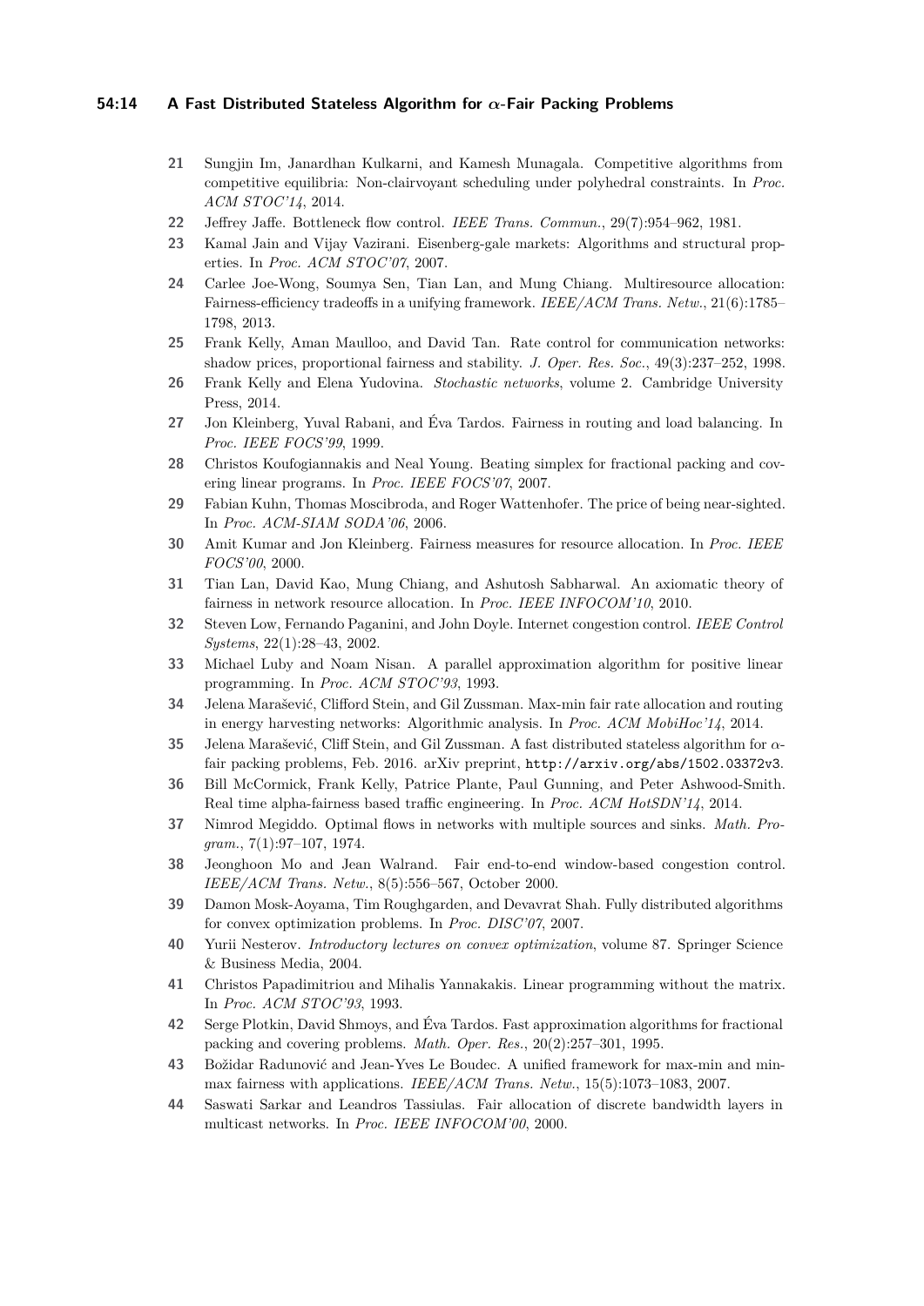- **21** Sungjin Im, Janardhan Kulkarni, and Kamesh Munagala. Competitive algorithms from competitive equilibria: Non-clairvoyant scheduling under polyhedral constraints. In *Proc. ACM STOC'14*, 2014.
- **22** Jeffrey Jaffe. Bottleneck flow control. *IEEE Trans. Commun.*, 29(7):954–962, 1981.
- **23** Kamal Jain and Vijay Vazirani. Eisenberg-gale markets: Algorithms and structural properties. In *Proc. ACM STOC'07*, 2007.
- **24** Carlee Joe-Wong, Soumya Sen, Tian Lan, and Mung Chiang. Multiresource allocation: Fairness-efficiency tradeoffs in a unifying framework. *IEEE/ACM Trans. Netw.*, 21(6):1785–1798, 2013.
- **25** Frank Kelly, Aman Maulloo, and David Tan. Rate control for communication networks: shadow prices, proportional fairness and stability. *J. Oper. Res. Soc.*, 49(3):237–252, 1998.
- **26** Frank Kelly and Elena Yudovina. *Stochastic networks*, volume 2. Cambridge University Press, 2014.
- **27** Jon Kleinberg, Yuval Rabani, and Éva Tardos. Fairness in routing and load balancing. In *Proc. IEEE FOCS'99*, 1999.
- **28** Christos Koufogiannakis and Neal Young. Beating simplex for fractional packing and covering linear programs. In *Proc. IEEE FOCS'07*, 2007.
- **29** Fabian Kuhn, Thomas Moscibroda, and Roger Wattenhofer. The price of being near-sighted. In *Proc. ACM-SIAM SODA'06*, 2006.
- **30** Amit Kumar and Jon Kleinberg. Fairness measures for resource allocation. In *Proc. IEEE FOCS'00*, 2000.
- **31** Tian Lan, David Kao, Mung Chiang, and Ashutosh Sabharwal. An axiomatic theory of fairness in network resource allocation. In *Proc. IEEE INFOCOM'10*, 2010.
- **32** Steven Low, Fernando Paganini, and John Doyle. Internet congestion control. *IEEE Control Systems*, 22(1):28–43, 2002.
- **33** Michael Luby and Noam Nisan. A parallel approximation algorithm for positive linear programming. In *Proc. ACM STOC'93*, 1993.
- **34** Jelena Marašević, Clifford Stein, and Gil Zussman. Max-min fair rate allocation and routing in energy harvesting networks: Algorithmic analysis. In *Proc. ACM MobiHoc'14*, 2014.
- **35** Jelena Marašević, Cliff Stein, and Gil Zussman. A fast distributed stateless algorithm for $\alpha$-fair packing problems, Feb. 2016. arXiv preprint, `http://arxiv.org/abs/1502.03372v3`.
- **36** Bill McCormick, Frank Kelly, Patrice Plante, Paul Gunning, and Peter Ashwood-Smith. Real time alpha-fairness based traffic engineering. In *Proc. ACM HotSDN'14*, 2014.
- **37** Nimrod Megiddo. Optimal flows in networks with multiple sources and sinks. *Math. Program.*, 7(1):97–107, 1974.
- **38** Jeonghoon Mo and Jean Walrand. Fair end-to-end window-based congestion control. *IEEE/ACM Trans. Netw.*, 8(5):556–567, October 2000.
- **39** Damon Mosk-Aoyama, Tim Roughgarden, and Devavrat Shah. Fully distributed algorithms for convex optimization problems. In *Proc. DISC'07*, 2007.
- **40** Yurii Nesterov. *Introductory lectures on convex optimization*, volume 87. Springer Science & Business Media, 2004.
- **41** Christos Papadimitriou and Mihalis Yannakakis. Linear programming without the matrix. In *Proc. ACM STOC'93*, 1993.
- **42** Serge Plotkin, David Shmoys, and Éva Tardos. Fast approximation algorithms for fractional packing and covering problems. *Math. Oper. Res.*, 20(2):257–301, 1995.
- **43** Božidar Radunović and Jean-Yves Le Boudec. A unified framework for max-min and min-max fairness with applications. *IEEE/ACM Trans. Netw.*, 15(5):1073–1083, 2007.
- **44** Saswati Sarkar and Leandros Tassiulas. Fair allocation of discrete bandwidth layers in multicast networks. In *Proc. IEEE INFOCOM'00*, 2000.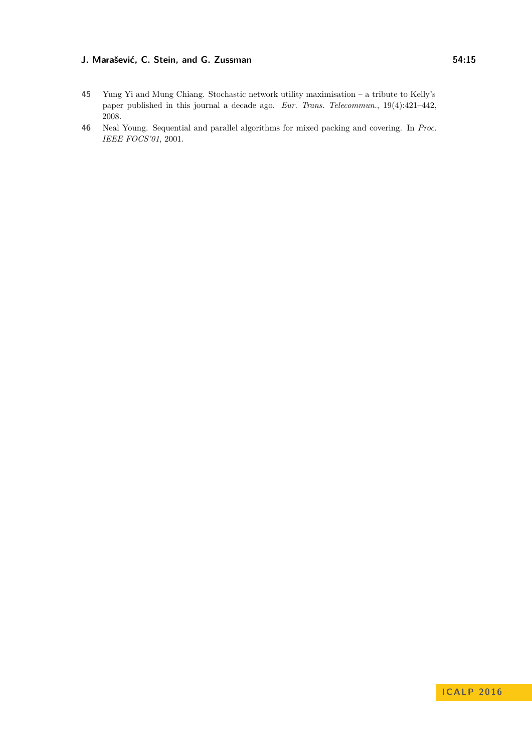45 Yung Yi and Mung Chiang. Stochastic network utility maximisation – a tribute to Kelly's paper published in this journal a decade ago. *Eur. Trans. Telecommun.*, 19(4):421–442, 2008.

46 Neal Young. Sequential and parallel algorithms for mixed packing and covering. In *Proc. IEEE FOCS'01*, 2001.